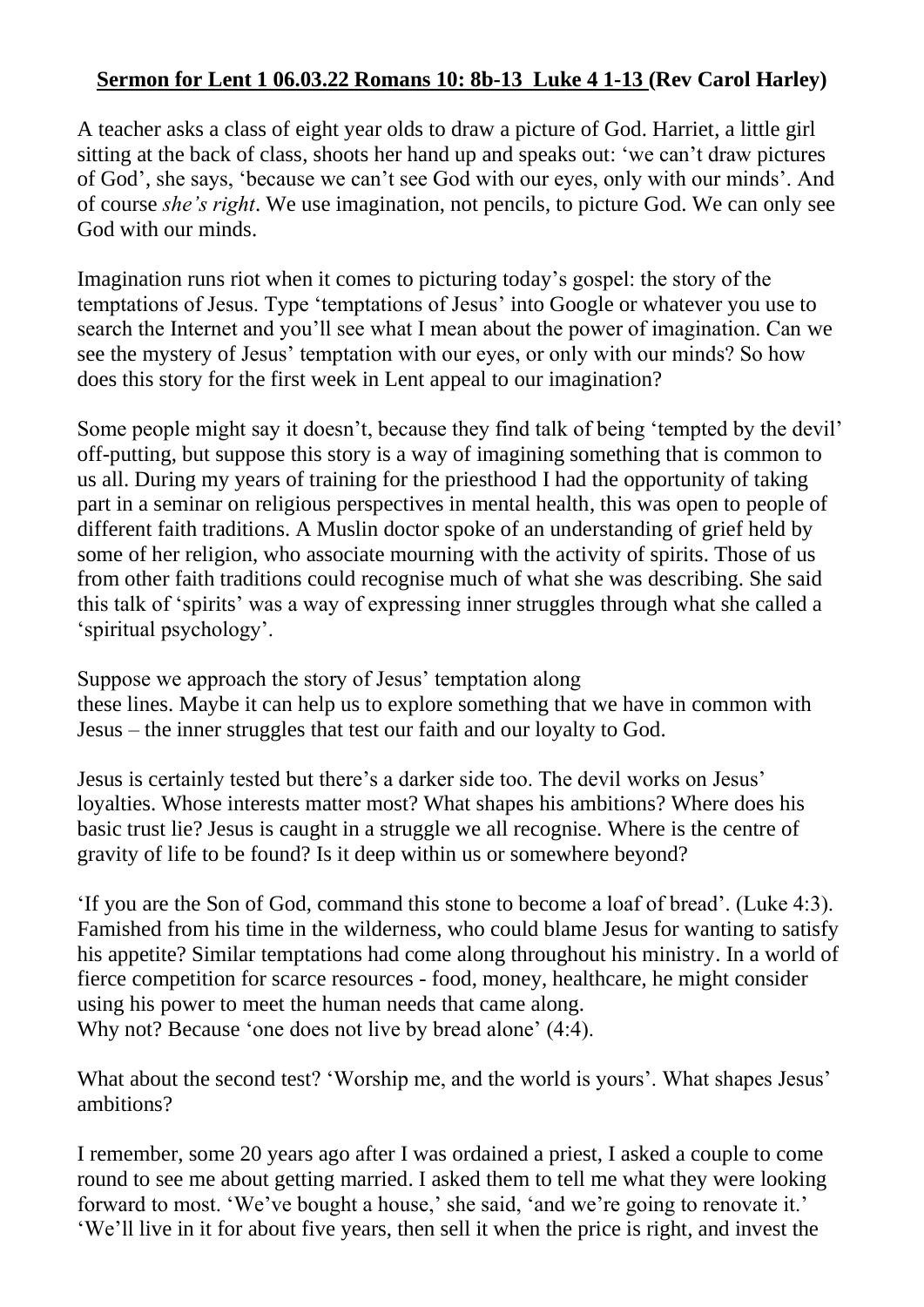**Sermon for Lent 1 06.03.22 Romans 10: 8b-13 Luke 4 1-13 (Rev Carol Harley)**

A teacher asks a class of eight year olds to draw a picture of God. Harriet, a little girl sitting at the back of class, shoots her hand up and speaks out: 'we can't draw pictures of God', she says, 'because we can't see God with our eyes, only with our minds'. And of course *she's right*. We use imagination, not pencils, to picture God. We can only see God with our minds.

Imagination runs riot when it comes to picturing today's gospel: the story of the temptations of Jesus. Type 'temptations of Jesus' into Google or whatever you use to search the Internet and you'll see what I mean about the power of imagination. Can we see the mystery of Jesus' temptation with our eyes, or only with our minds? So how does this story for the first week in Lent appeal to our imagination?

Some people might say it doesn't, because they find talk of being 'tempted by the devil' off-putting, but suppose this story is a way of imagining something that is common to us all. During my years of training for the priesthood I had the opportunity of taking part in a seminar on religious perspectives in mental health, this was open to people of different faith traditions. A Muslin doctor spoke of an understanding of grief held by some of her religion, who associate mourning with the activity of spirits. Those of us from other faith traditions could recognise much of what she was describing. She said this talk of 'spirits' was a way of expressing inner struggles through what she called a 'spiritual psychology'.

Suppose we approach the story of Jesus' temptation along these lines. Maybe it can help us to explore something that we have in common with Jesus – the inner struggles that test our faith and our loyalty to God.

Jesus is certainly tested but there's a darker side too. The devil works on Jesus' loyalties. Whose interests matter most? What shapes his ambitions? Where does his basic trust lie? Jesus is caught in a struggle we all recognise. Where is the centre of gravity of life to be found? Is it deep within us or somewhere beyond?

'If you are the Son of God, command this stone to become a loaf of bread'. (Luke 4:3). Famished from his time in the wilderness, who could blame Jesus for wanting to satisfy his appetite? Similar temptations had come along throughout his ministry. In a world of fierce competition for scarce resources - food, money, healthcare, he might consider using his power to meet the human needs that came along.
Why not? Because 'one does not live by bread alone' (4:4).

What about the second test? 'Worship me, and the world is yours'. What shapes Jesus' ambitions?

I remember, some 20 years ago after I was ordained a priest, I asked a couple to come round to see me about getting married. I asked them to tell me what they were looking forward to most. 'We've bought a house,' she said, 'and we're going to renovate it.' 'We'll live in it for about five years, then sell it when the price is right, and invest the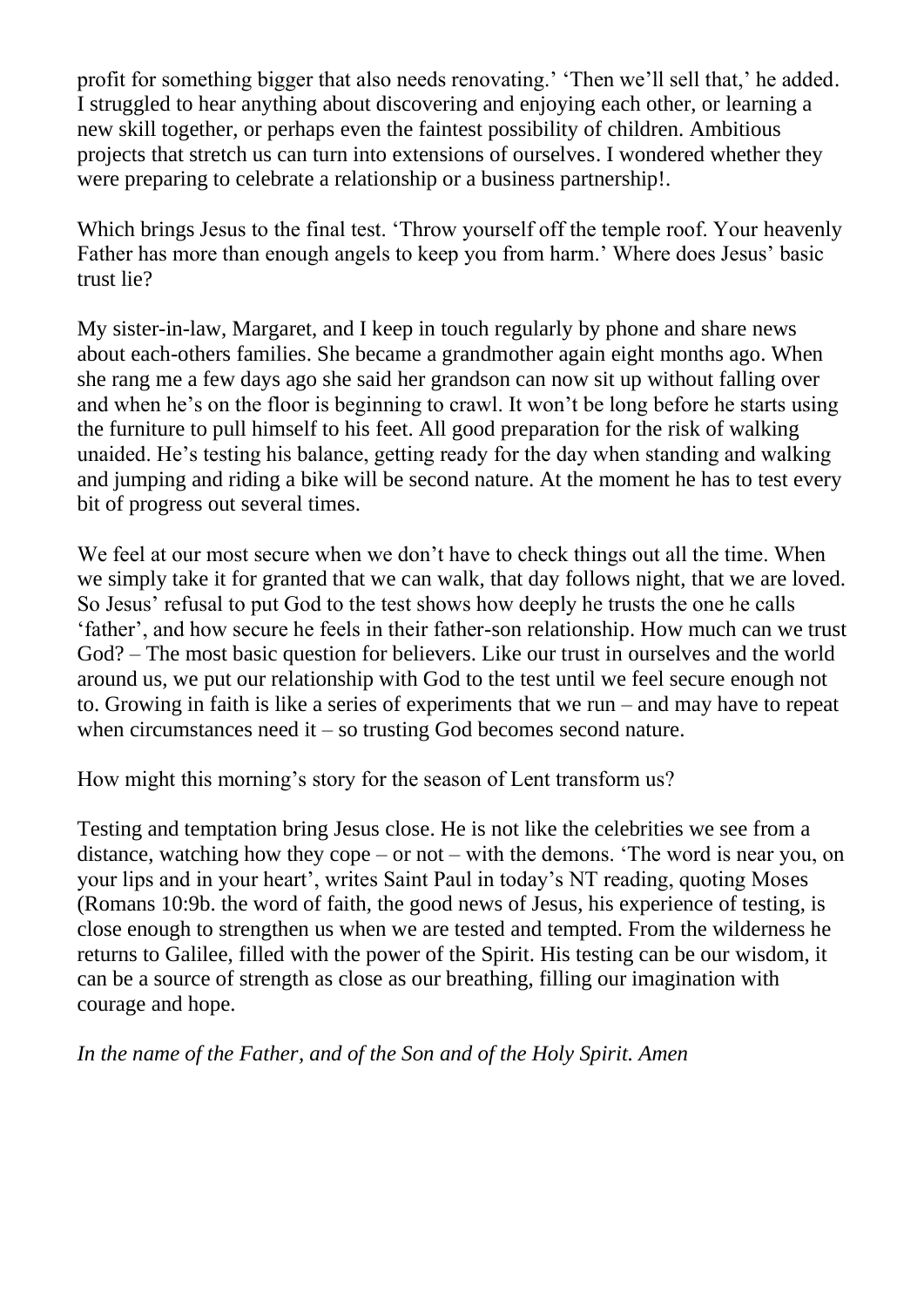profit for something bigger that also needs renovating.' 'Then we'll sell that,' he added. I struggled to hear anything about discovering and enjoying each other, or learning a new skill together, or perhaps even the faintest possibility of children. Ambitious projects that stretch us can turn into extensions of ourselves. I wondered whether they were preparing to celebrate a relationship or a business partnership!.

Which brings Jesus to the final test. 'Throw yourself off the temple roof. Your heavenly Father has more than enough angels to keep you from harm.' Where does Jesus' basic trust lie?

My sister-in-law, Margaret, and I keep in touch regularly by phone and share news about each-others families. She became a grandmother again eight months ago. When she rang me a few days ago she said her grandson can now sit up without falling over and when he's on the floor is beginning to crawl. It won't be long before he starts using the furniture to pull himself to his feet. All good preparation for the risk of walking unaided. He's testing his balance, getting ready for the day when standing and walking and jumping and riding a bike will be second nature. At the moment he has to test every bit of progress out several times.

We feel at our most secure when we don't have to check things out all the time. When we simply take it for granted that we can walk, that day follows night, that we are loved. So Jesus' refusal to put God to the test shows how deeply he trusts the one he calls 'father', and how secure he feels in their father-son relationship. How much can we trust God? – The most basic question for believers. Like our trust in ourselves and the world around us, we put our relationship with God to the test until we feel secure enough not to. Growing in faith is like a series of experiments that we run – and may have to repeat when circumstances need it – so trusting God becomes second nature.

How might this morning's story for the season of Lent transform us?

Testing and temptation bring Jesus close. He is not like the celebrities we see from a distance, watching how they cope – or not – with the demons. 'The word is near you, on your lips and in your heart', writes Saint Paul in today's NT reading, quoting Moses (Romans 10:9b. the word of faith, the good news of Jesus, his experience of testing, is close enough to strengthen us when we are tested and tempted. From the wilderness he returns to Galilee, filled with the power of the Spirit. His testing can be our wisdom, it can be a source of strength as close as our breathing, filling our imagination with courage and hope.

*In the name of the Father, and of the Son and of the Holy Spirit. Amen*